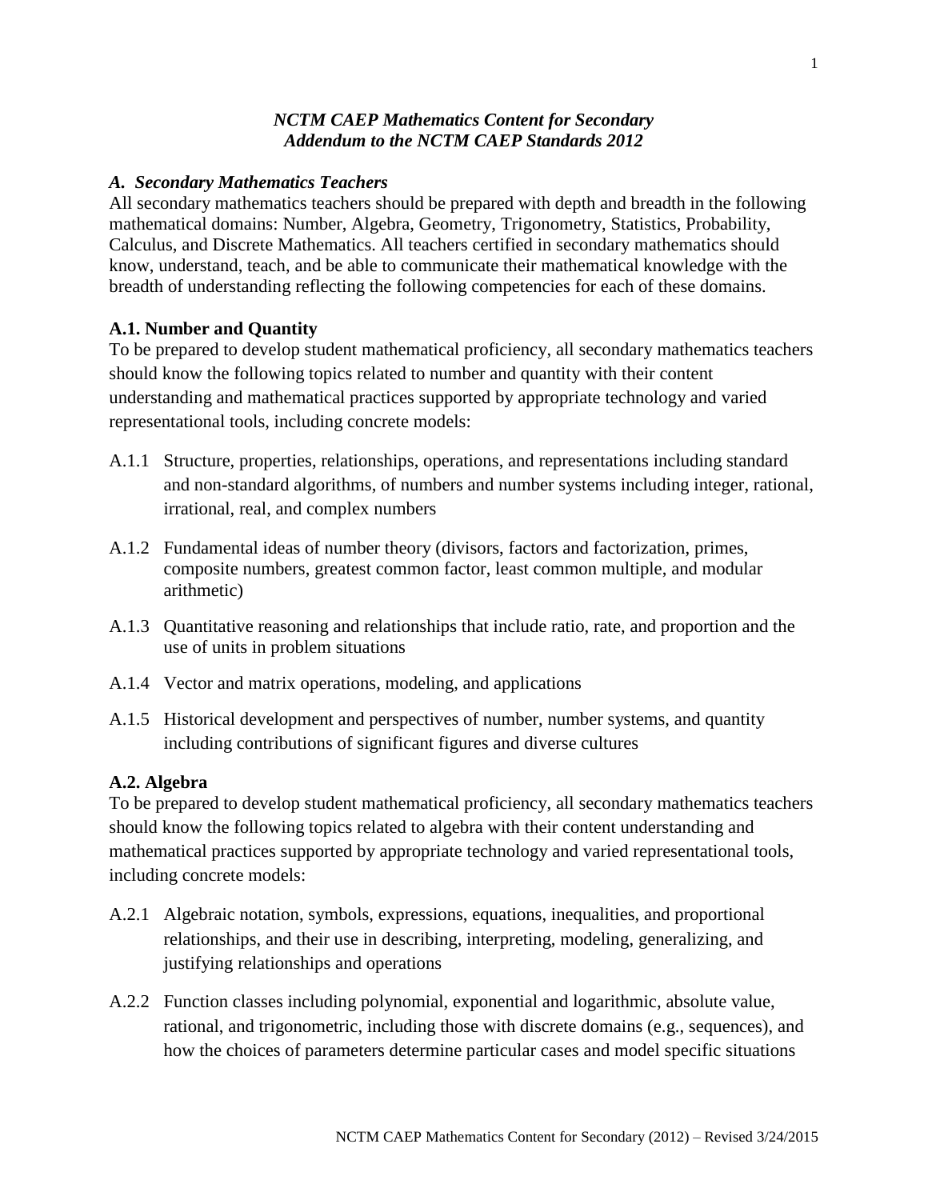# *NCTM CAEP Mathematics Content for Secondary*
## *Addendum to the NCTM CAEP Standards 2012*

### *A. Secondary Mathematics Teachers*

All secondary mathematics teachers should be prepared with depth and breadth in the following mathematical domains: Number, Algebra, Geometry, Trigonometry, Statistics, Probability, Calculus, and Discrete Mathematics. All teachers certified in secondary mathematics should know, understand, teach, and be able to communicate their mathematical knowledge with the breadth of understanding reflecting the following competencies for each of these domains.

### A.1. Number and Quantity

To be prepared to develop student mathematical proficiency, all secondary mathematics teachers should know the following topics related to number and quantity with their content understanding and mathematical practices supported by appropriate technology and varied representational tools, including concrete models:

A.1.1 Structure, properties, relationships, operations, and representations including standard and non-standard algorithms, of numbers and number systems including integer, rational, irrational, real, and complex numbers

A.1.2 Fundamental ideas of number theory (divisors, factors and factorization, primes, composite numbers, greatest common factor, least common multiple, and modular arithmetic)

A.1.3 Quantitative reasoning and relationships that include ratio, rate, and proportion and the use of units in problem situations

A.1.4 Vector and matrix operations, modeling, and applications

A.1.5 Historical development and perspectives of number, number systems, and quantity including contributions of significant figures and diverse cultures

### A.2. Algebra

To be prepared to develop student mathematical proficiency, all secondary mathematics teachers should know the following topics related to algebra with their content understanding and mathematical practices supported by appropriate technology and varied representational tools, including concrete models:

A.2.1 Algebraic notation, symbols, expressions, equations, inequalities, and proportional relationships, and their use in describing, interpreting, modeling, generalizing, and justifying relationships and operations

A.2.2 Function classes including polynomial, exponential and logarithmic, absolute value, rational, and trigonometric, including those with discrete domains (e.g., sequences), and how the choices of parameters determine particular cases and model specific situations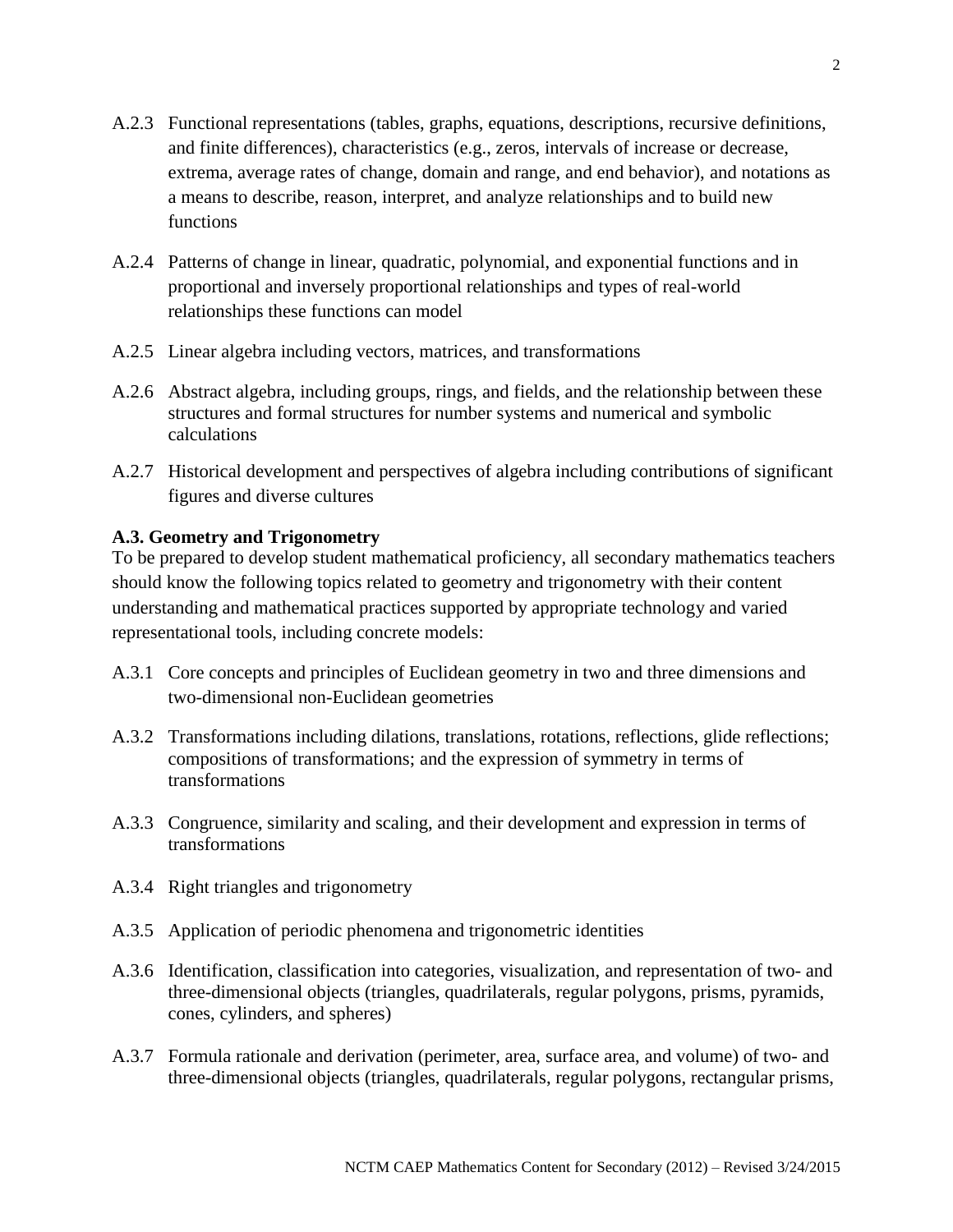A.2.3 Functional representations (tables, graphs, equations, descriptions, recursive definitions, and finite differences), characteristics (e.g., zeros, intervals of increase or decrease, extrema, average rates of change, domain and range, and end behavior), and notations as a means to describe, reason, interpret, and analyze relationships and to build new functions

A.2.4 Patterns of change in linear, quadratic, polynomial, and exponential functions and in proportional and inversely proportional relationships and types of real-world relationships these functions can model

A.2.5 Linear algebra including vectors, matrices, and transformations

A.2.6 Abstract algebra, including groups, rings, and fields, and the relationship between these structures and formal structures for number systems and numerical and symbolic calculations

A.2.7 Historical development and perspectives of algebra including contributions of significant figures and diverse cultures

**A.3. Geometry and Trigonometry**

To be prepared to develop student mathematical proficiency, all secondary mathematics teachers should know the following topics related to geometry and trigonometry with their content understanding and mathematical practices supported by appropriate technology and varied representational tools, including concrete models:

A.3.1 Core concepts and principles of Euclidean geometry in two and three dimensions and two-dimensional non-Euclidean geometries

A.3.2 Transformations including dilations, translations, rotations, reflections, glide reflections; compositions of transformations; and the expression of symmetry in terms of transformations

A.3.3 Congruence, similarity and scaling, and their development and expression in terms of transformations

A.3.4 Right triangles and trigonometry

A.3.5 Application of periodic phenomena and trigonometric identities

A.3.6 Identification, classification into categories, visualization, and representation of two- and three-dimensional objects (triangles, quadrilaterals, regular polygons, prisms, pyramids, cones, cylinders, and spheres)

A.3.7 Formula rationale and derivation (perimeter, area, surface area, and volume) of two- and three-dimensional objects (triangles, quadrilaterals, regular polygons, rectangular prisms,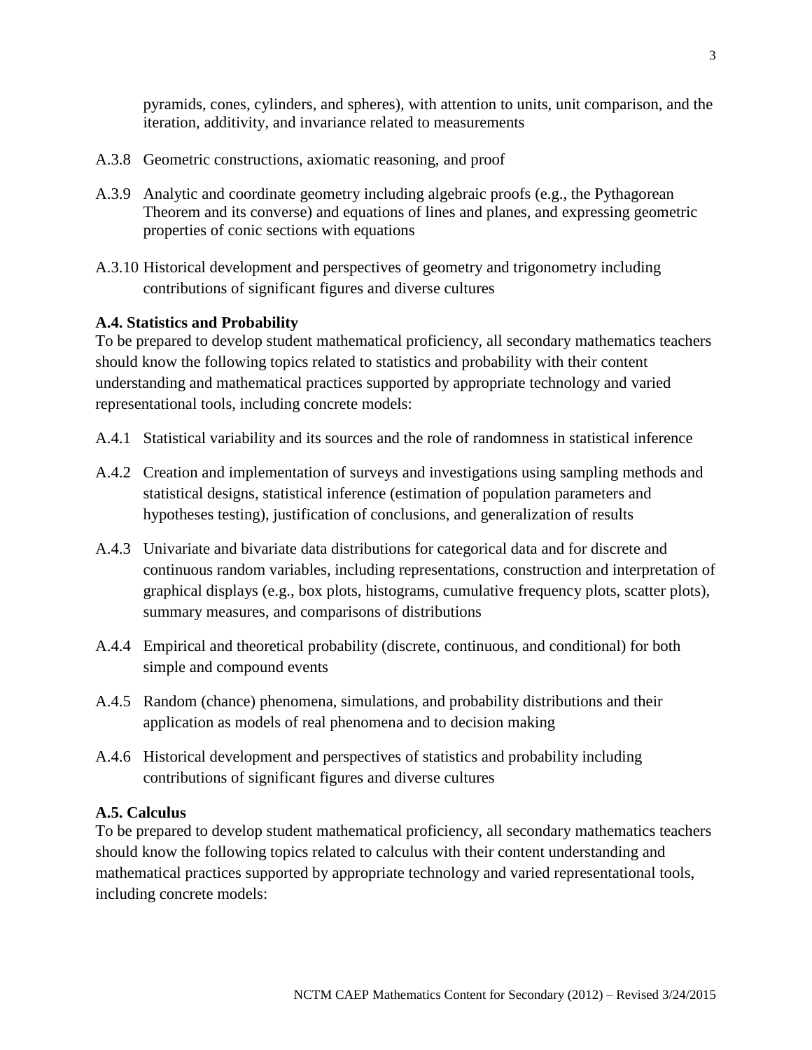pyramids, cones, cylinders, and spheres), with attention to units, unit comparison, and the iteration, additivity, and invariance related to measurements

A.3.8 Geometric constructions, axiomatic reasoning, and proof

A.3.9 Analytic and coordinate geometry including algebraic proofs (e.g., the Pythagorean Theorem and its converse) and equations of lines and planes, and expressing geometric properties of conic sections with equations

A.3.10 Historical development and perspectives of geometry and trigonometry including contributions of significant figures and diverse cultures

**A.4. Statistics and Probability**

To be prepared to develop student mathematical proficiency, all secondary mathematics teachers should know the following topics related to statistics and probability with their content understanding and mathematical practices supported by appropriate technology and varied representational tools, including concrete models:

A.4.1 Statistical variability and its sources and the role of randomness in statistical inference

A.4.2 Creation and implementation of surveys and investigations using sampling methods and statistical designs, statistical inference (estimation of population parameters and hypotheses testing), justification of conclusions, and generalization of results

A.4.3 Univariate and bivariate data distributions for categorical data and for discrete and continuous random variables, including representations, construction and interpretation of graphical displays (e.g., box plots, histograms, cumulative frequency plots, scatter plots), summary measures, and comparisons of distributions

A.4.4 Empirical and theoretical probability (discrete, continuous, and conditional) for both simple and compound events

A.4.5 Random (chance) phenomena, simulations, and probability distributions and their application as models of real phenomena and to decision making

A.4.6 Historical development and perspectives of statistics and probability including contributions of significant figures and diverse cultures

**A.5. Calculus**

To be prepared to develop student mathematical proficiency, all secondary mathematics teachers should know the following topics related to calculus with their content understanding and mathematical practices supported by appropriate technology and varied representational tools, including concrete models: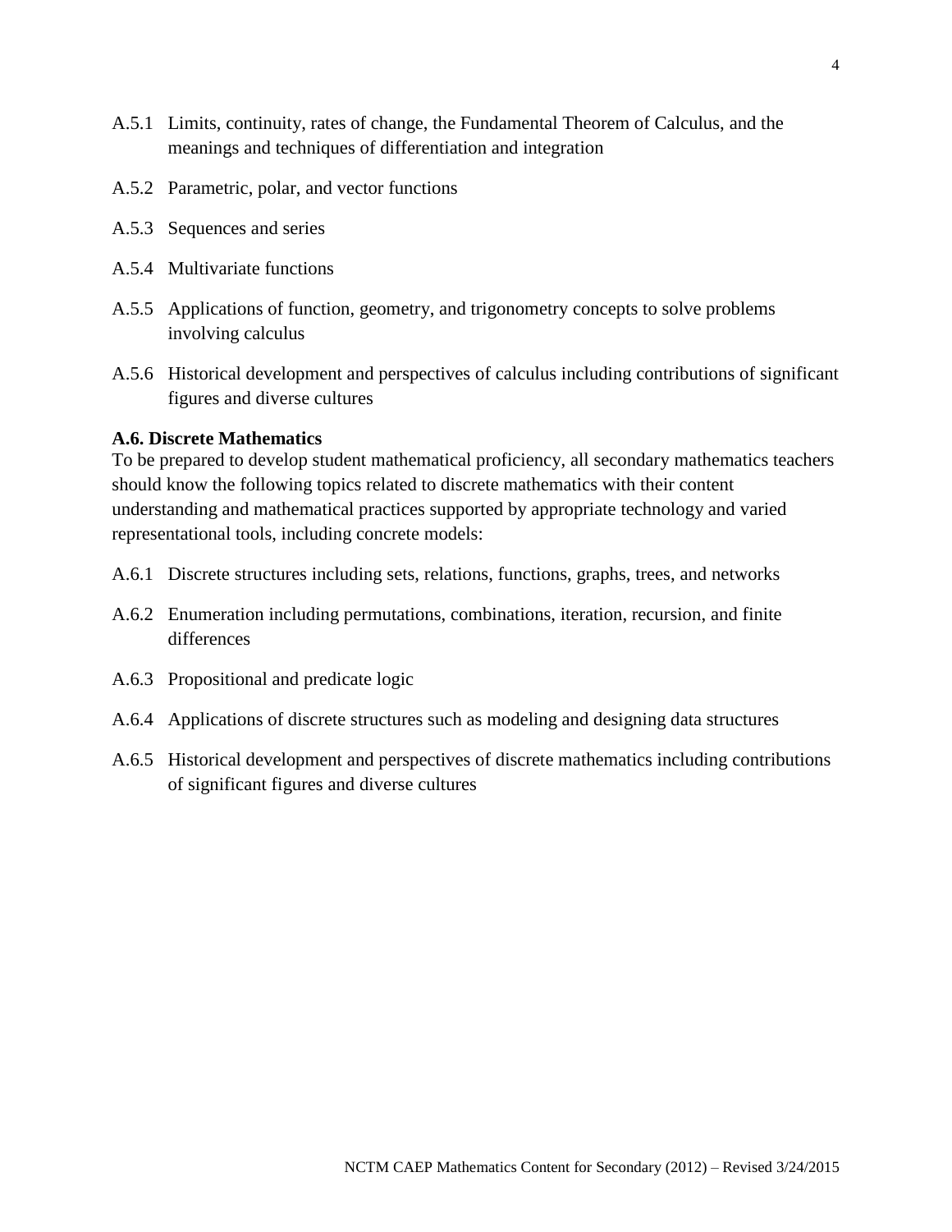A.5.1 Limits, continuity, rates of change, the Fundamental Theorem of Calculus, and the meanings and techniques of differentiation and integration

A.5.2 Parametric, polar, and vector functions

A.5.3 Sequences and series

A.5.4 Multivariate functions

A.5.5 Applications of function, geometry, and trigonometry concepts to solve problems involving calculus

A.5.6 Historical development and perspectives of calculus including contributions of significant figures and diverse cultures

**A.6. Discrete Mathematics**

To be prepared to develop student mathematical proficiency, all secondary mathematics teachers should know the following topics related to discrete mathematics with their content understanding and mathematical practices supported by appropriate technology and varied representational tools, including concrete models:

A.6.1 Discrete structures including sets, relations, functions, graphs, trees, and networks

A.6.2 Enumeration including permutations, combinations, iteration, recursion, and finite differences

A.6.3 Propositional and predicate logic

A.6.4 Applications of discrete structures such as modeling and designing data structures

A.6.5 Historical development and perspectives of discrete mathematics including contributions of significant figures and diverse cultures